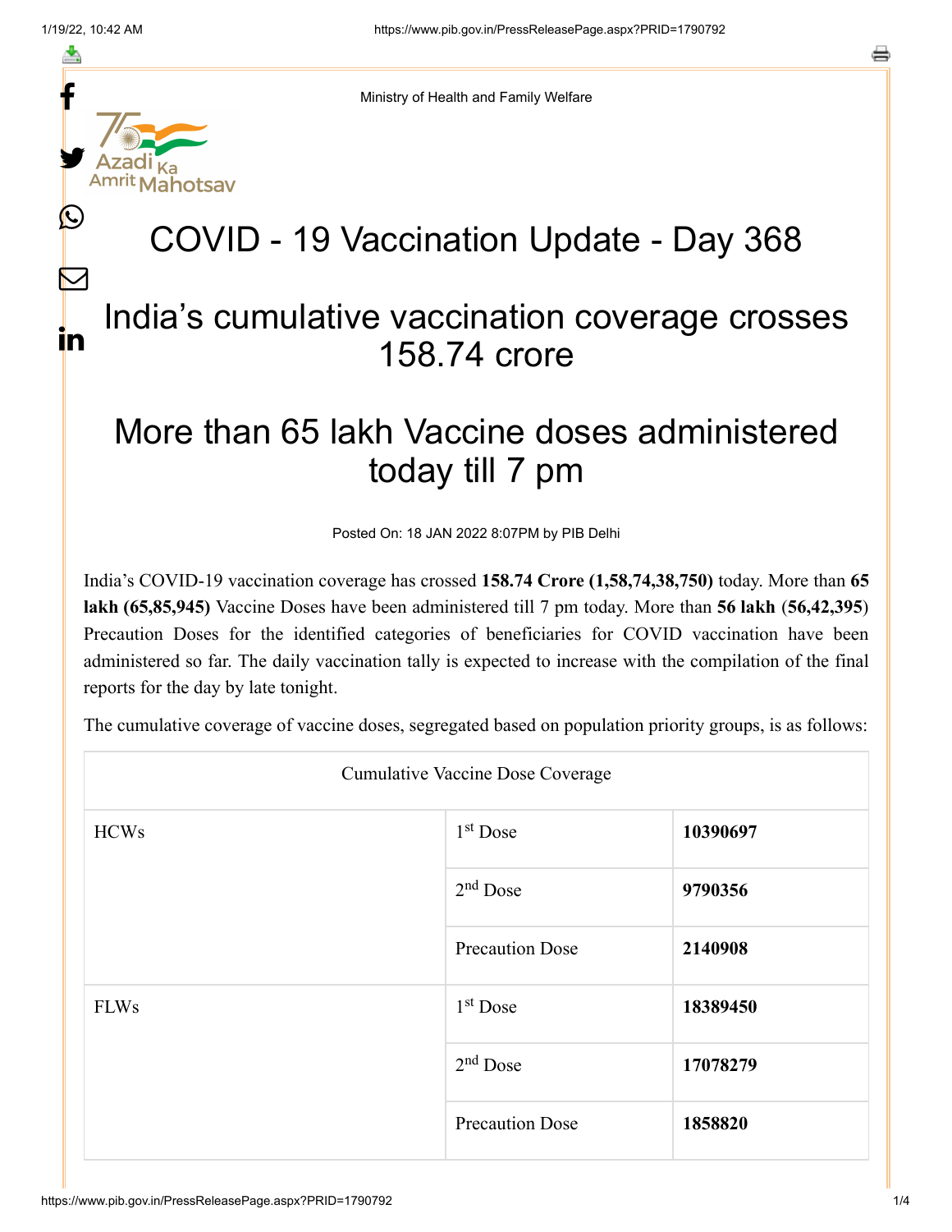Ministry of Health and Family Welfare

# COVID - 19 Vaccination Update - Day 368

## India's cumulative vaccination coverage crosses 158.74 crore

## More than 65 lakh Vaccine doses administered today till 7 pm

Posted On: 18 JAN 2022 8:07PM by PIB Delhi

India's COVID-19 vaccination coverage has crossed **158.74 Crore (1,58,74,38,750)** today. More than **65 lakh (65,85,945)** Vaccine Doses have been administered till 7 pm today. More than **56 lakh** (**56,42,395**) Precaution Doses for the identified categories of beneficiaries for COVID vaccination have been administered so far. The daily vaccination tally is expected to increase with the compilation of the final reports for the day by late tonight.

The cumulative coverage of vaccine doses, segregated based on population priority groups, is as follows:

| Cumulative Vaccine Dose Coverage | | |
|---|---|---|
| HCWs | 1st Dose | **10390697** |
| | 2nd Dose | **9790356** |
| | Precaution Dose | **2140908** |
| FLWs | 1st Dose | **18389450** |
| | 2nd Dose | **17078279** |
| | Precaution Dose | **1858820** |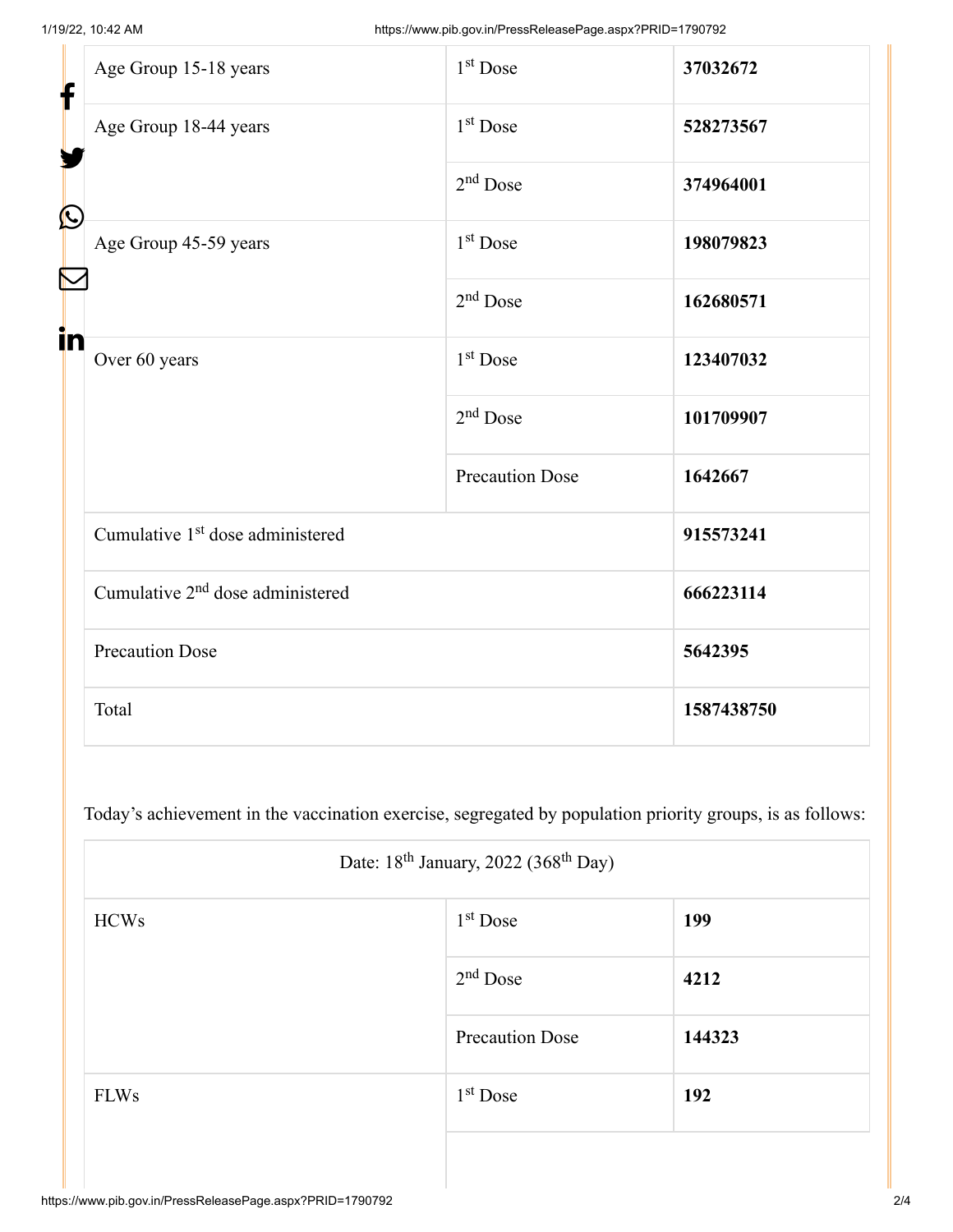| | | |
|---|---|---|
| Age Group 15-18 years | 1st Dose | **37032672** |
| Age Group 18-44 years | 1st Dose | **528273567** |
| | 2nd Dose | **374964001** |
| Age Group 45-59 years | 1st Dose | **198079823** |
| | 2nd Dose | **162680571** |
| Over 60 years | 1st Dose | **123407032** |
| | 2nd Dose | **101709907** |
| | Precaution Dose | **1642667** |
| Cumulative 1st dose administered | | **915573241** |
| Cumulative 2nd dose administered | | **666223114** |
| Precaution Dose | | **5642395** |
| Total | | **1587438750** |

Today's achievement in the vaccination exercise, segregated by population priority groups, is as follows:

| Date: 18th January, 2022 (368th Day) | | |
|---|---|---|
| HCWs | 1st Dose | **199** |
| | 2nd Dose | **4212** |
| | Precaution Dose | **144323** |
| FLWs | 1st Dose | **192** |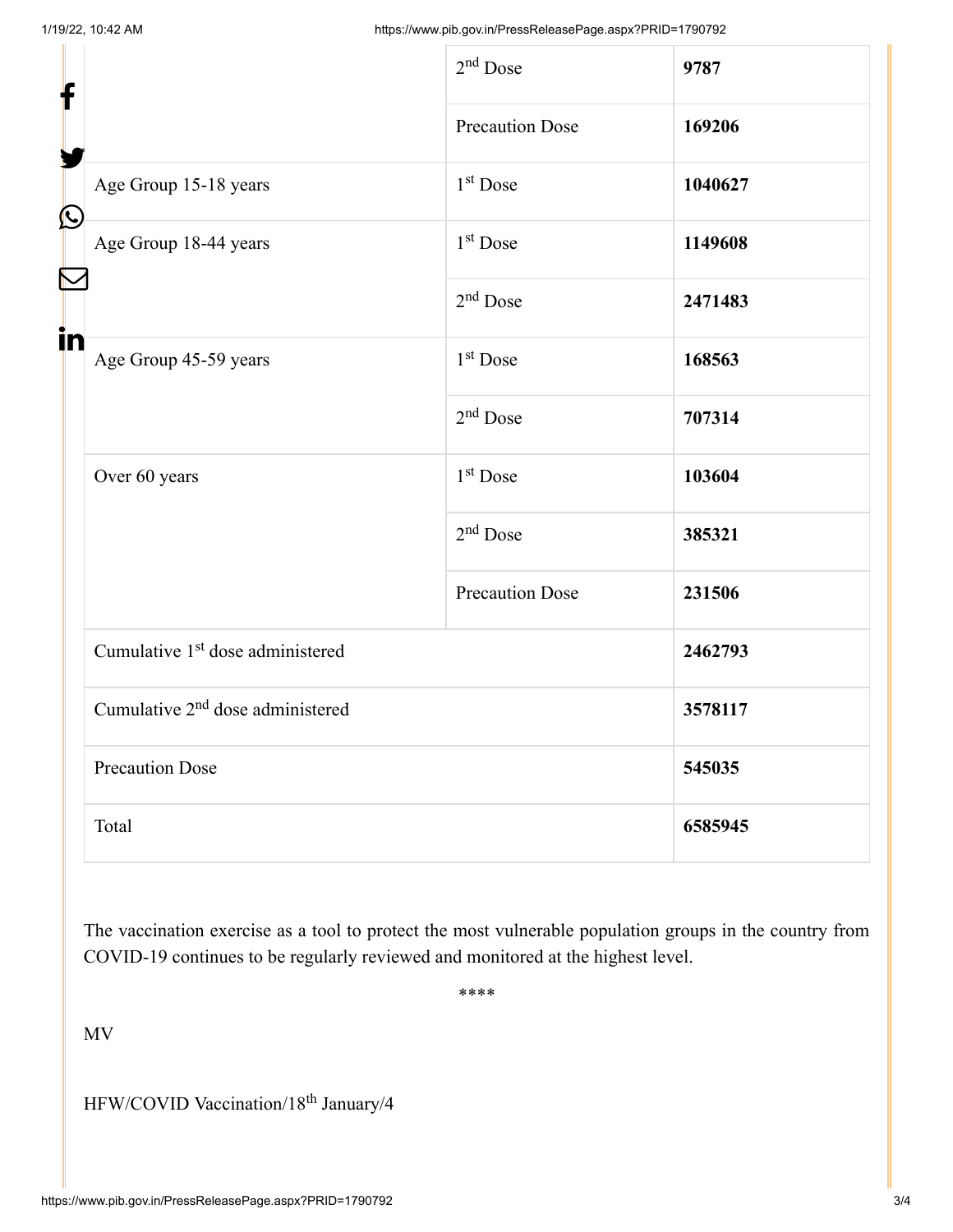| | | |
|---|---|---|
| | 2nd Dose | **9787** |
| | Precaution Dose | **169206** |
| Age Group 15-18 years | 1st Dose | **1040627** |
| Age Group 18-44 years | 1st Dose | **1149608** |
| | 2nd Dose | **2471483** |
| Age Group 45-59 years | 1st Dose | **168563** |
| | 2nd Dose | **707314** |
| Over 60 years | 1st Dose | **103604** |
| | 2nd Dose | **385321** |
| | Precaution Dose | **231506** |
| Cumulative 1st dose administered | | **2462793** |
| Cumulative 2nd dose administered | | **3578117** |
| Precaution Dose | | **545035** |
| Total | | **6585945** |

The vaccination exercise as a tool to protect the most vulnerable population groups in the country from COVID-19 continues to be regularly reviewed and monitored at the highest level.

****

MV

HFW/COVID Vaccination/18th January/4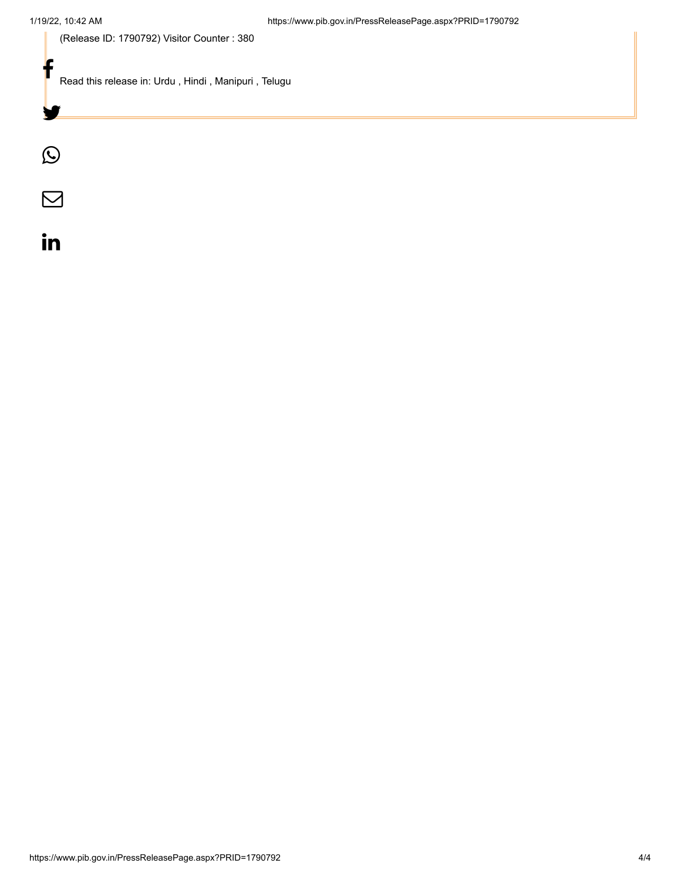(Release ID: 1790792) Visitor Counter : 380

Read this release in: Urdu , Hindi , Manipuri , Telugu